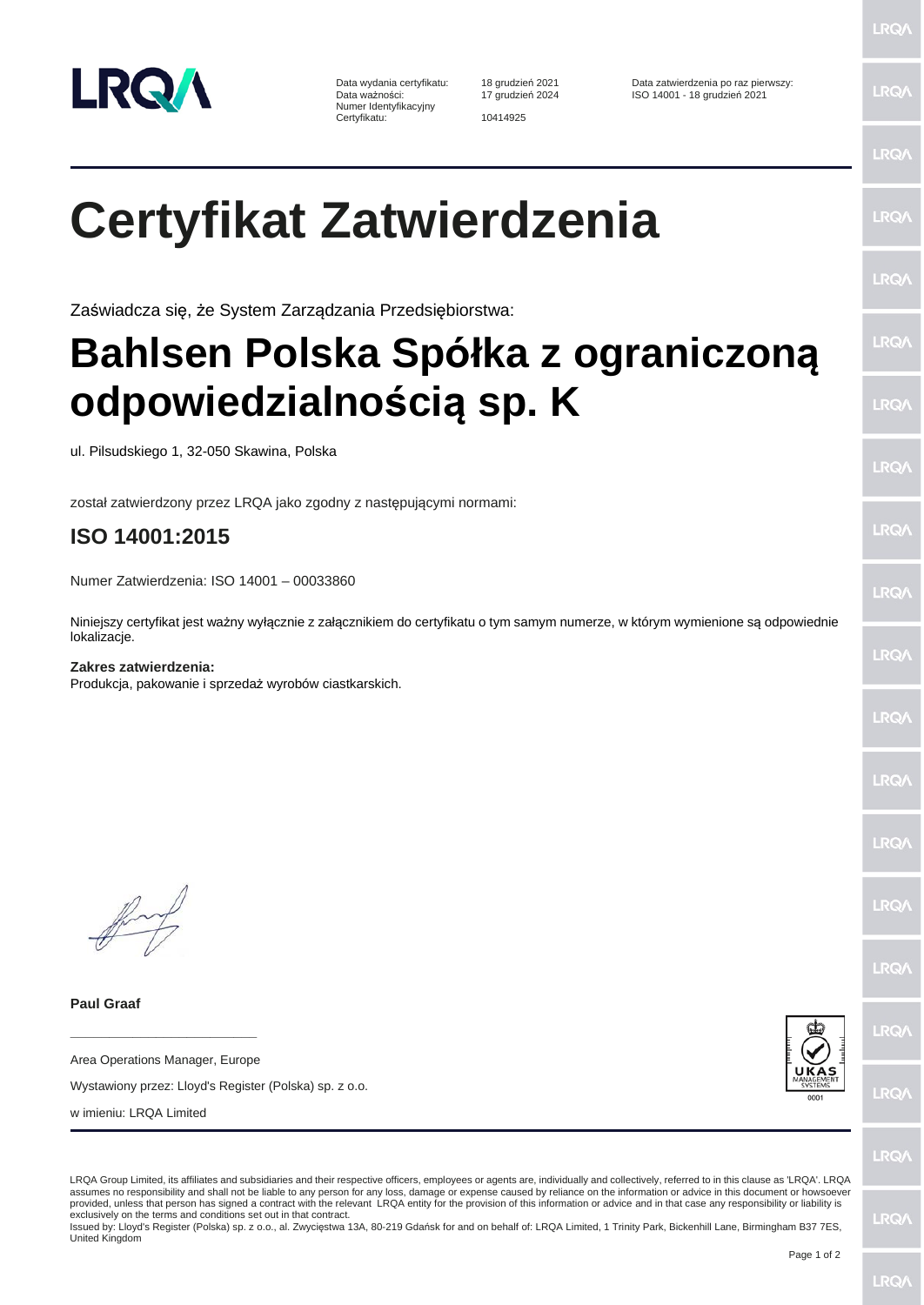Data wydania certyfikatu: 18 grudzień 2021
Data ważności: 17 grudzień 2024
Numer Identyfikacyjny Certyfikatu: 10414925

Data zatwierdzenia po raz pierwszy:
ISO 14001 - 18 grudzień 2021

# Certyfikat Zatwierdzenia

Zaświadcza się, że System Zarządzania Przedsiębiorstwa:

# Bahlsen Polska Spółka z ograniczoną odpowiedzialnością sp. K

ul. Pilsudskiego 1, 32-050 Skawina, Polska

został zatwierdzony przez LRQA jako zgodny z następującymi normami:

## ISO 14001:2015

Numer Zatwierdzenia: ISO 14001 – 00033860

Niniejszy certyfikat jest ważny wyłącznie z załącznikiem do certyfikatu o tym samym numerze, w którym wymienione są odpowiednie lokalizacje.

**Zakres zatwierdzenia:**
Produkcja, pakowanie i sprzedaż wyrobów ciastkarskich.

**Paul Graaf**

Area Operations Manager, Europe

Wystawiony przez: Lloyd's Register (Polska) sp. z o.o.

w imieniu: LRQA Limited

UKAS MANAGEMENT SYSTEMS 0001

LRQA Group Limited, its affiliates and subsidiaries and their respective officers, employees or agents are, individually and collectively, referred to in this clause as 'LRQA'. LRQA assumes no responsibility and shall not be liable to any person for any loss, damage or expense caused by reliance on the information or advice in this document or howsoever provided, unless that person has signed a contract with the relevant LRQA entity for the provision of this information or advice and in that case any responsibility or liability is exclusively on the terms and conditions set out in that contract.
Issued by: Lloyd's Register (Polska) sp. z o.o., al. Zwycięstwa 13A, 80-219 Gdańsk for and on behalf of: LRQA Limited, 1 Trinity Park, Bickenhill Lane, Birmingham B37 7ES, United Kingdom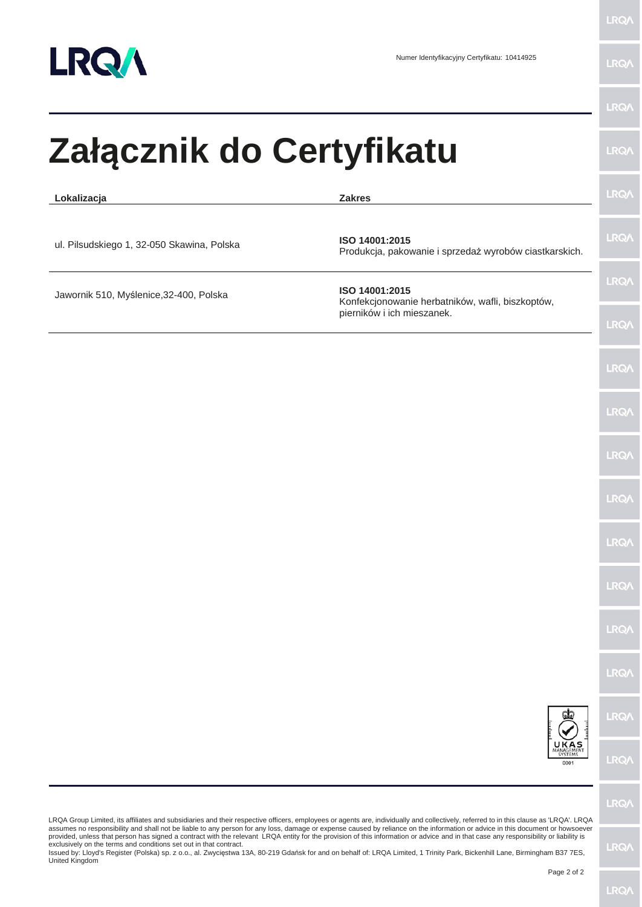Numer Identyfikacyjny Certyfikatu: 10414925

# Załącznik do Certyfikatu

| Lokalizacja | Zakres |
| --- | --- |
| ul. Pilsudskiego 1, 32-050 Skawina, Polska | **ISO 14001:2015**<br>Produkcja, pakowanie i sprzedaż wyrobów ciastkarskich. |
| Jawornik 510, Myślenice,32-400, Polska | **ISO 14001:2015**<br>Konfekcjonowanie herbatników, wafli, biszkoptów, pierników i ich mieszanek. |

LRQA Group Limited, its affiliates and subsidiaries and their respective officers, employees or agents are, individually and collectively, referred to in this clause as 'LRQA'. LRQA assumes no responsibility and shall not be liable to any person for any loss, damage or expense caused by reliance on the information or advice in this document or howsoever provided, unless that person has signed a contract with the relevant LRQA entity for the provision of this information or advice and in that case any responsibility or liability is exclusively on the terms and conditions set out in that contract.
Issued by: Lloyd's Register (Polska) sp. z o.o., al. Zwycięstwa 13A, 80-219 Gdańsk for and on behalf of: LRQA Limited, 1 Trinity Park, Bickenhill Lane, Birmingham B37 7ES, United Kingdom